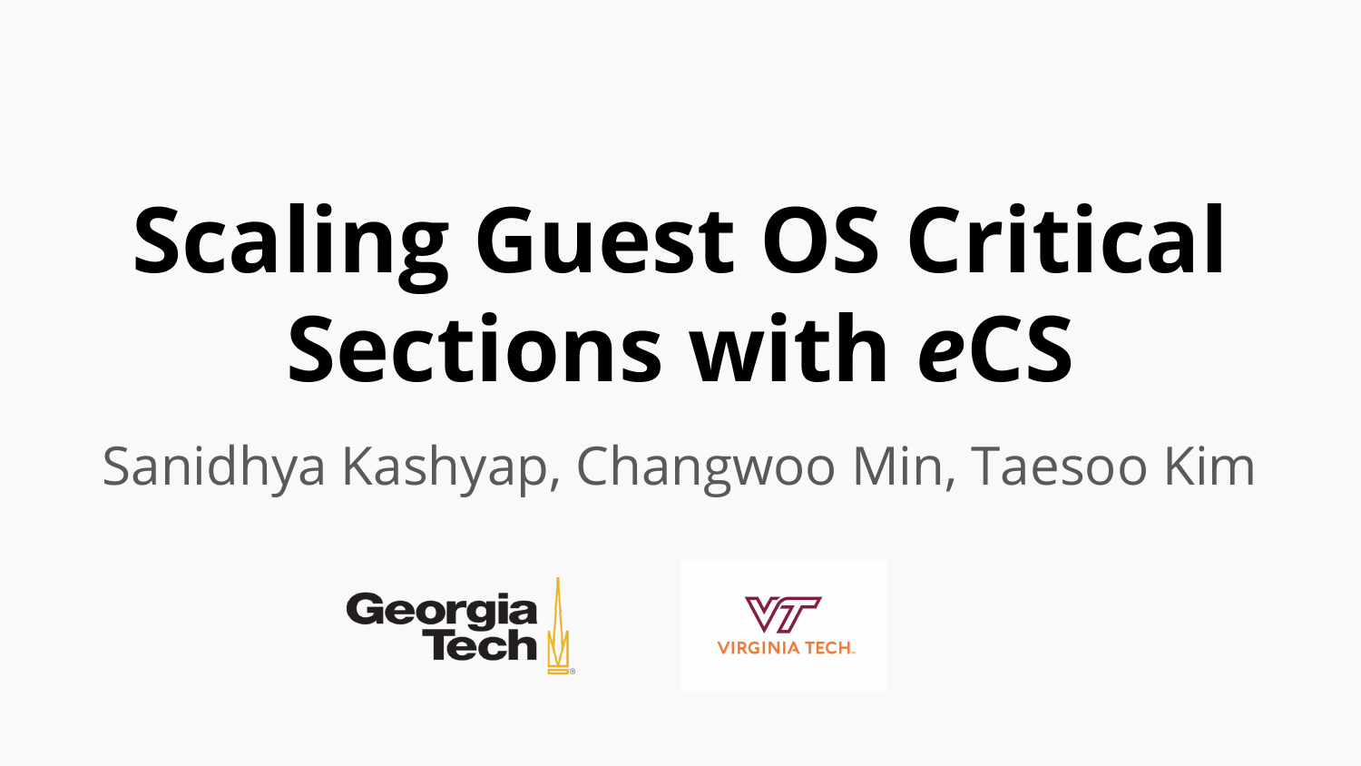# Scaling Guest OS Critical Sections with *e*CS

Sanidhya Kashyap, Changwoo Min, Taesoo Kim

Georgia Tech

VIRGINIA TECH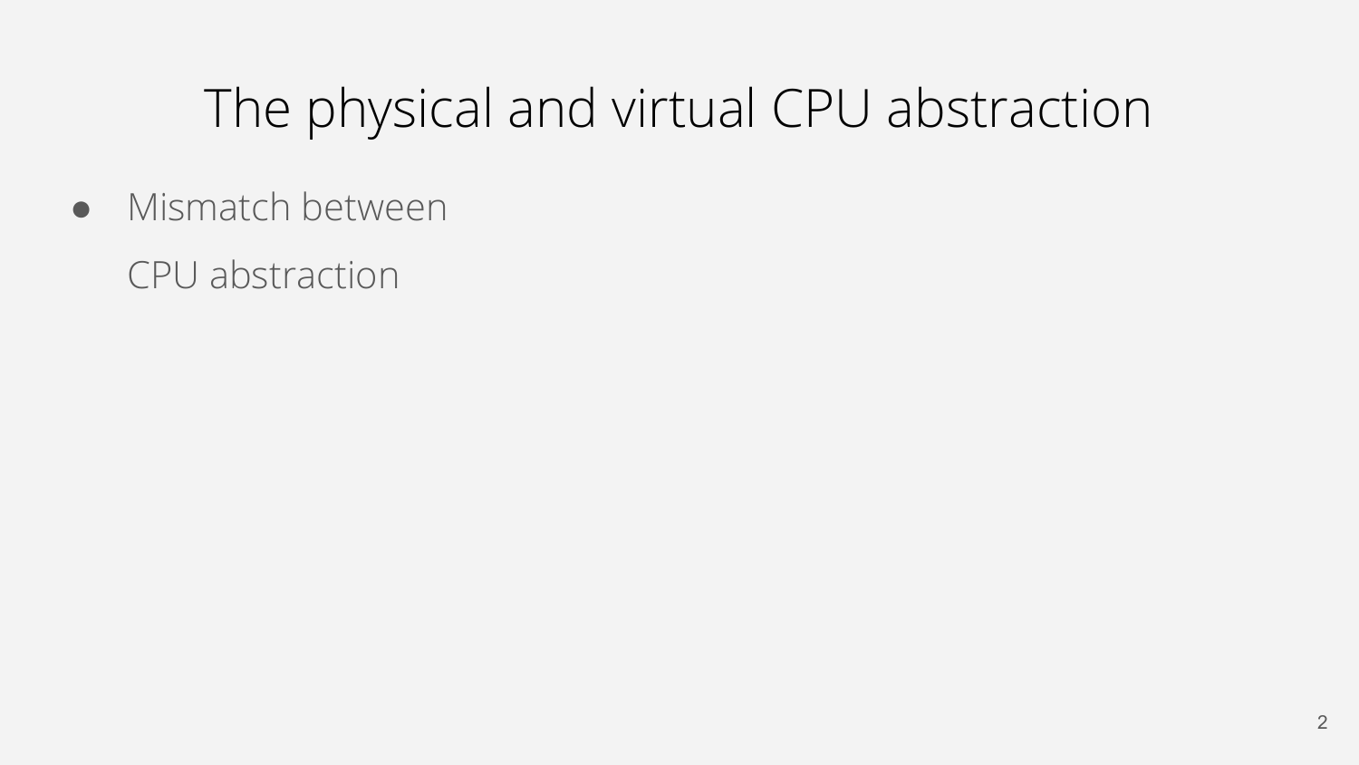# The physical and virtual CPU abstraction

- Mismatch between

  CPU abstraction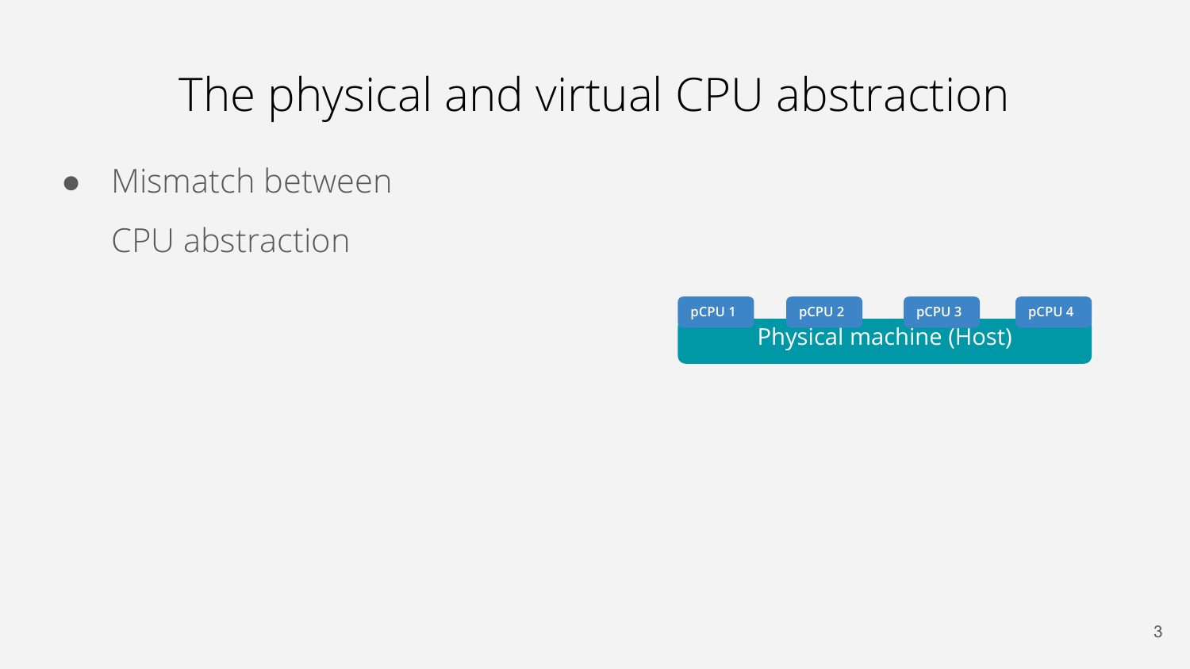# The physical and virtual CPU abstraction

- Mismatch between

  CPU abstraction

pCPU 1 | pCPU 2 | pCPU 3 | pCPU 4

Physical machine (Host)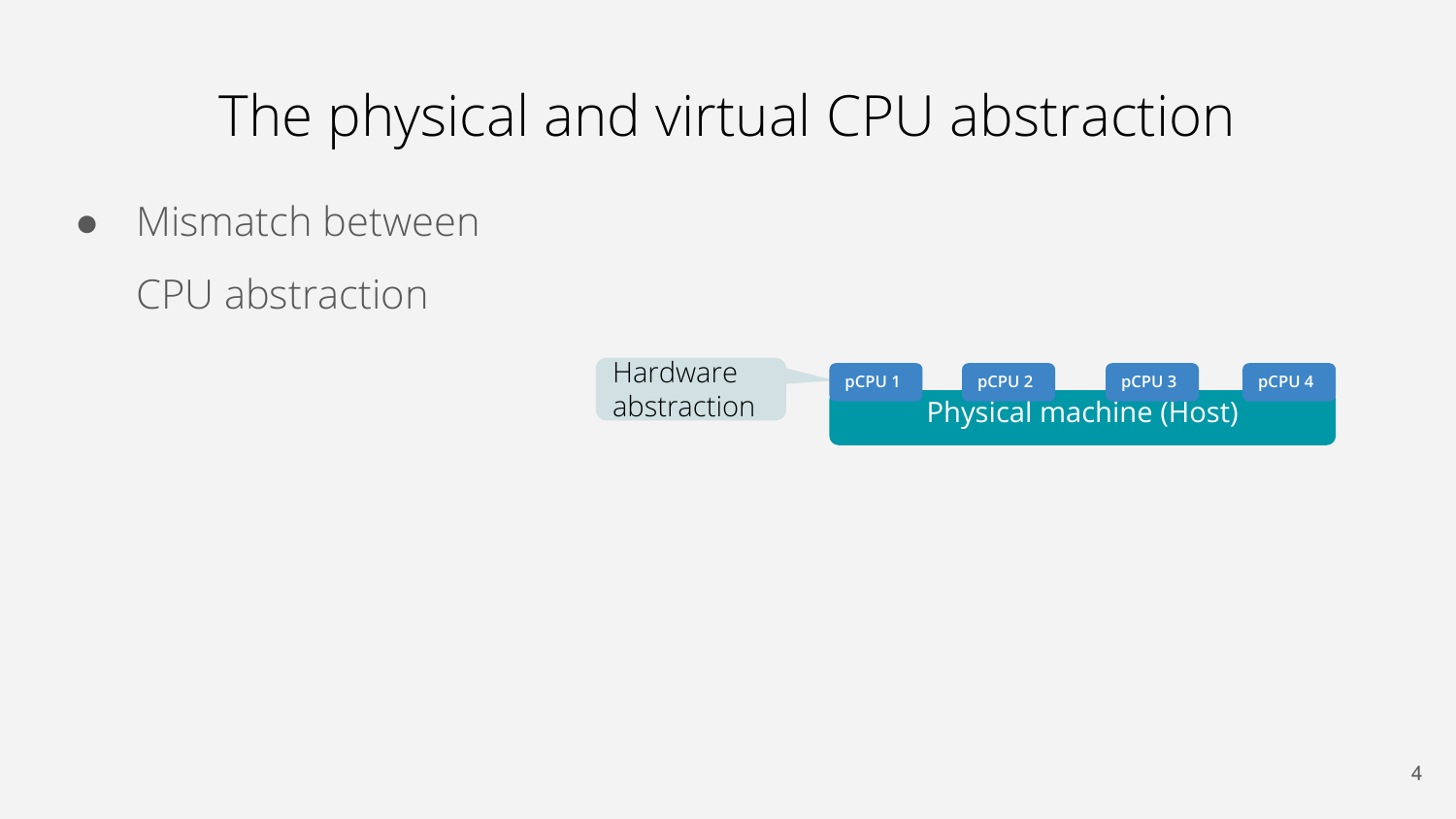# The physical and virtual CPU abstraction

- Mismatch between

  CPU abstraction

Hardware abstraction

pCPU 1 | pCPU 2 | pCPU 3 | pCPU 4

Physical machine (Host)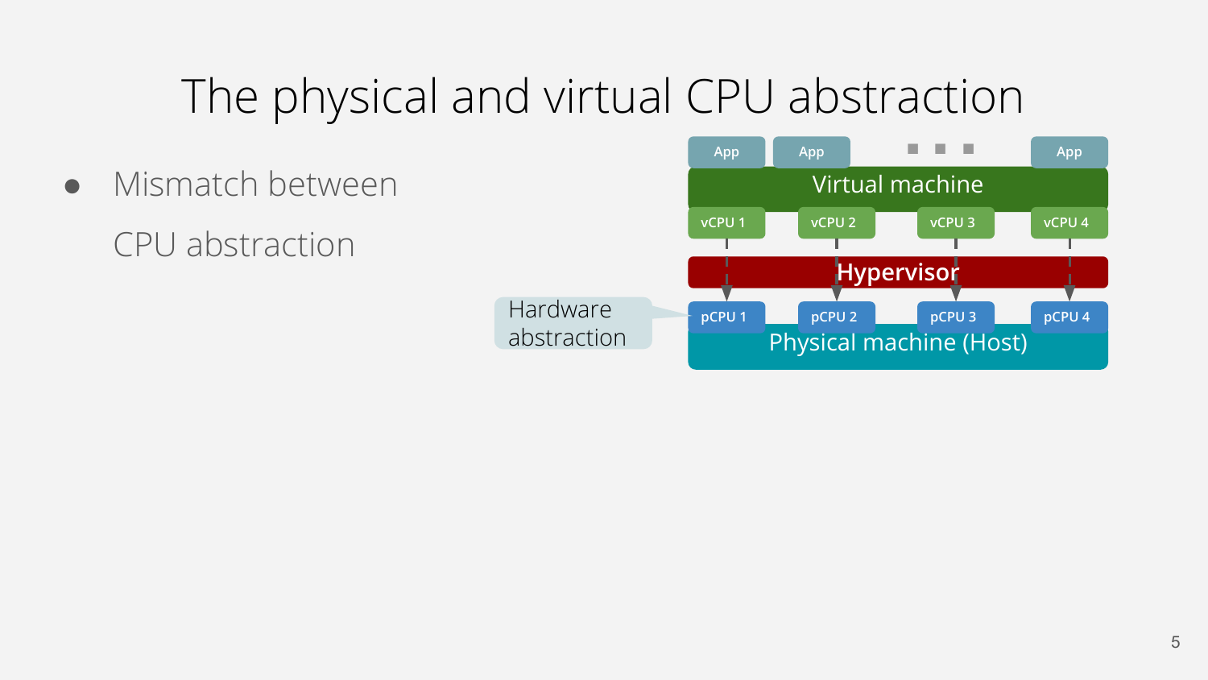# The physical and virtual CPU abstraction

- Mismatch between CPU abstraction

App | App | ... | App

Virtual machine

vCPU 1 | vCPU 2 | vCPU 3 | vCPU 4

Hypervisor

Hardware abstraction

pCPU 1 | pCPU 2 | pCPU 3 | pCPU 4

Physical machine (Host)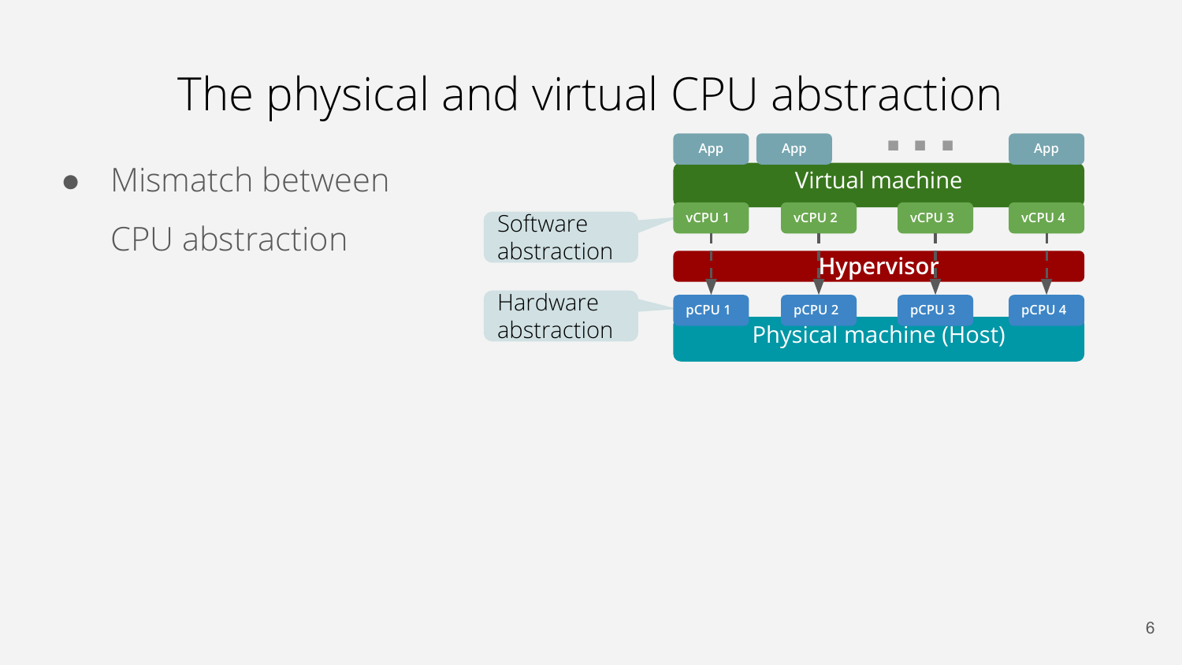# The physical and virtual CPU abstraction

- Mismatch between CPU abstraction

Software abstraction

Hardware abstraction

App | App | ... | App

Virtual machine

vCPU 1 | vCPU 2 | vCPU 3 | vCPU 4

Hypervisor

pCPU 1 | pCPU 2 | pCPU 3 | pCPU 4

Physical machine (Host)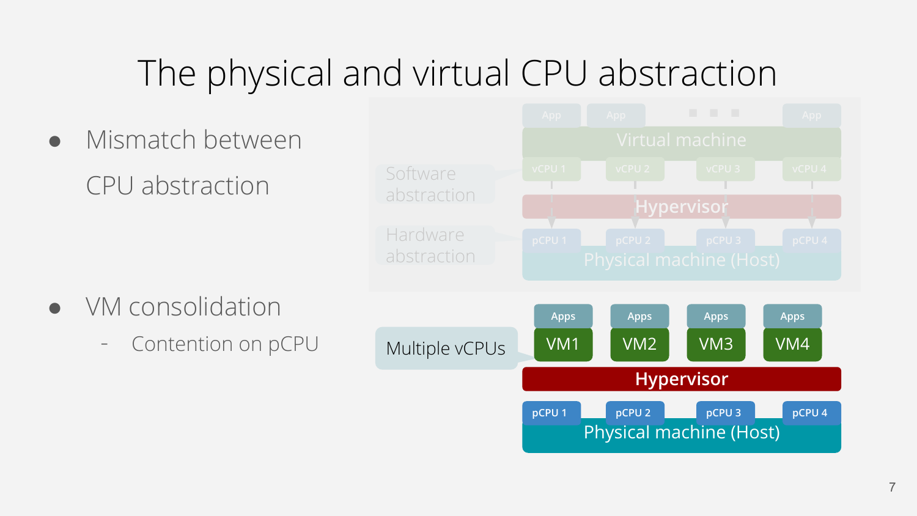# The physical and virtual CPU abstraction

- Mismatch between CPU abstraction

- VM consolidation
  - Contention on pCPU

App | App | ... | App

Virtual machine

vCPU 1 | vCPU 2 | vCPU 3 | vCPU 4

Software abstraction

Hypervisor

Hardware abstraction

pCPU 1 | pCPU 2 | pCPU 3 | pCPU 4

Physical machine (Host)

Apps | Apps | Apps | Apps

Multiple vCPUs

VM1 | VM2 | VM3 | VM4

Hypervisor

pCPU 1 | pCPU 2 | pCPU 3 | pCPU 4

Physical machine (Host)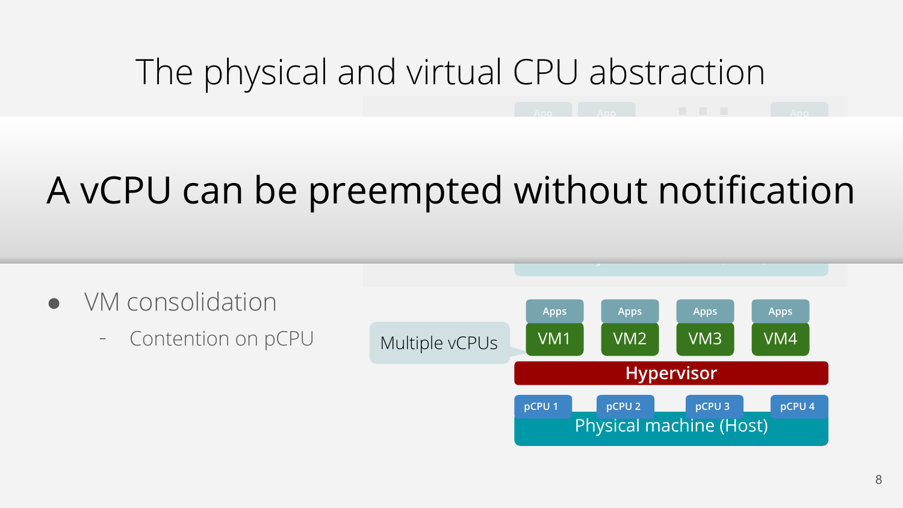# The physical and virtual CPU abstraction

## A vCPU can be preempted without notification

- VM consolidation
  - Contention on pCPU

Multiple vCPUs

| Apps | Apps | Apps | Apps |
|---|---|---|---|
| VM1 | VM2 | VM3 | VM4 |

**Hypervisor**

pCPU 1 | pCPU 2 | pCPU 3 | pCPU 4

Physical machine (Host)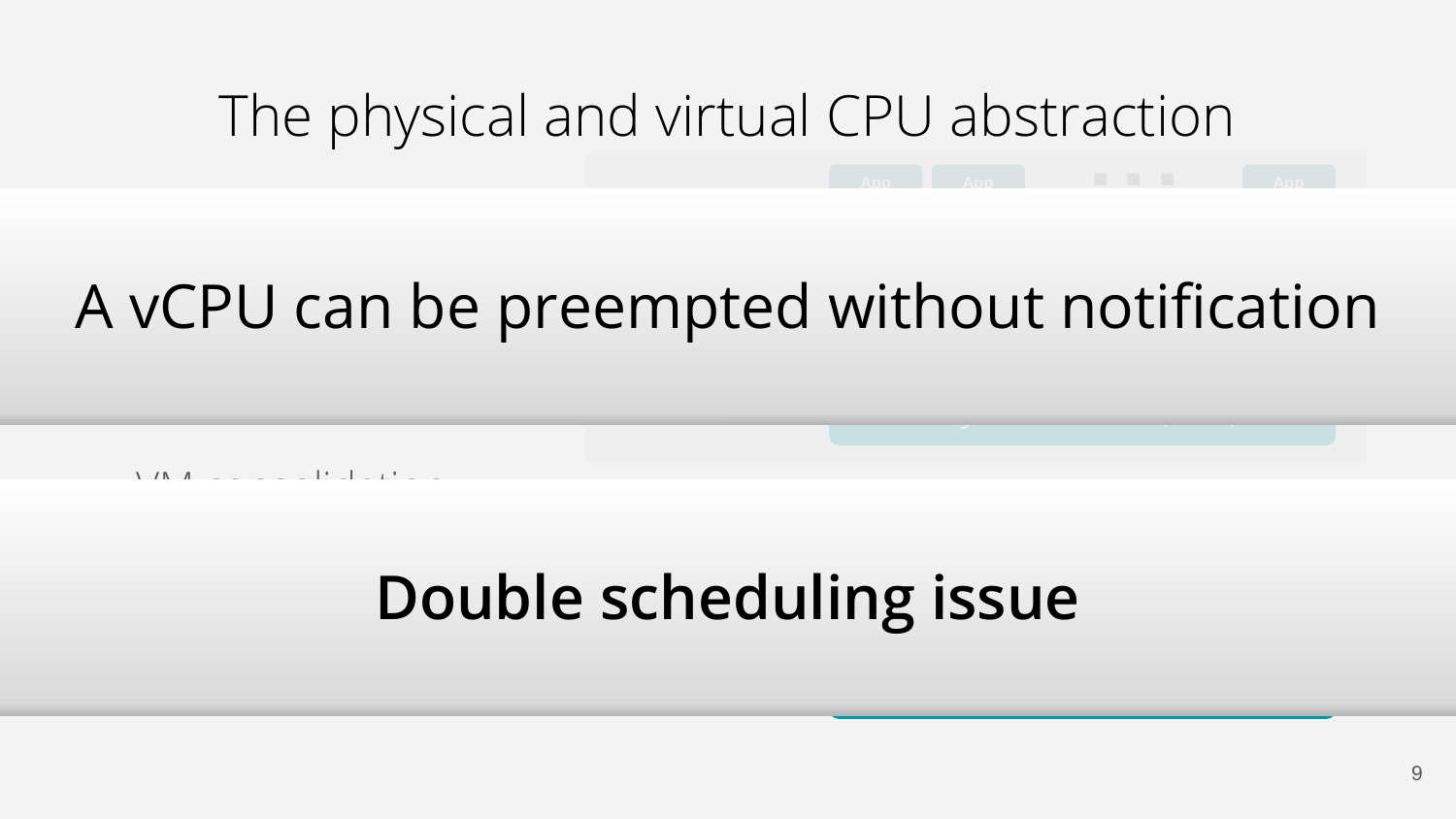# The physical and virtual CPU abstraction

A vCPU can be preempted without notification

**Double scheduling issue**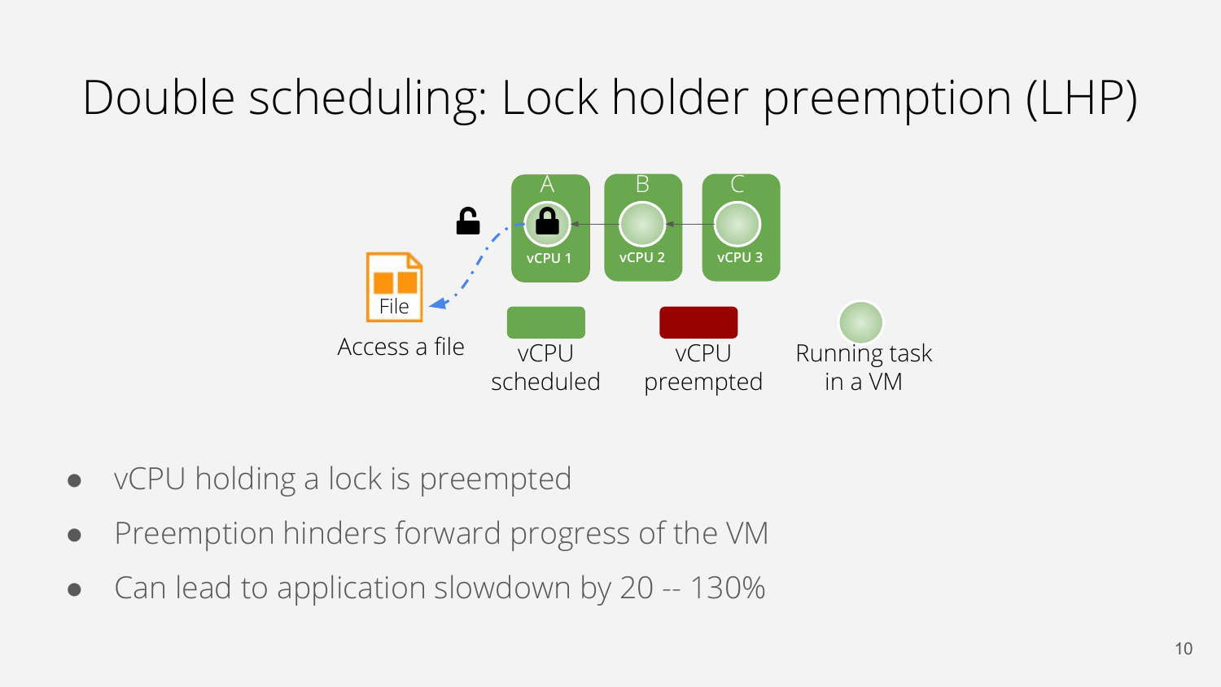# Double scheduling: Lock holder preemption (LHP)

A B C

vCPU 1 vCPU 2 vCPU 3

File

Access a file

vCPU scheduled

vCPU preempted

Running task in a VM

- vCPU holding a lock is preempted
- Preemption hinders forward progress of the VM
- Can lead to application slowdown by 20 -- 130%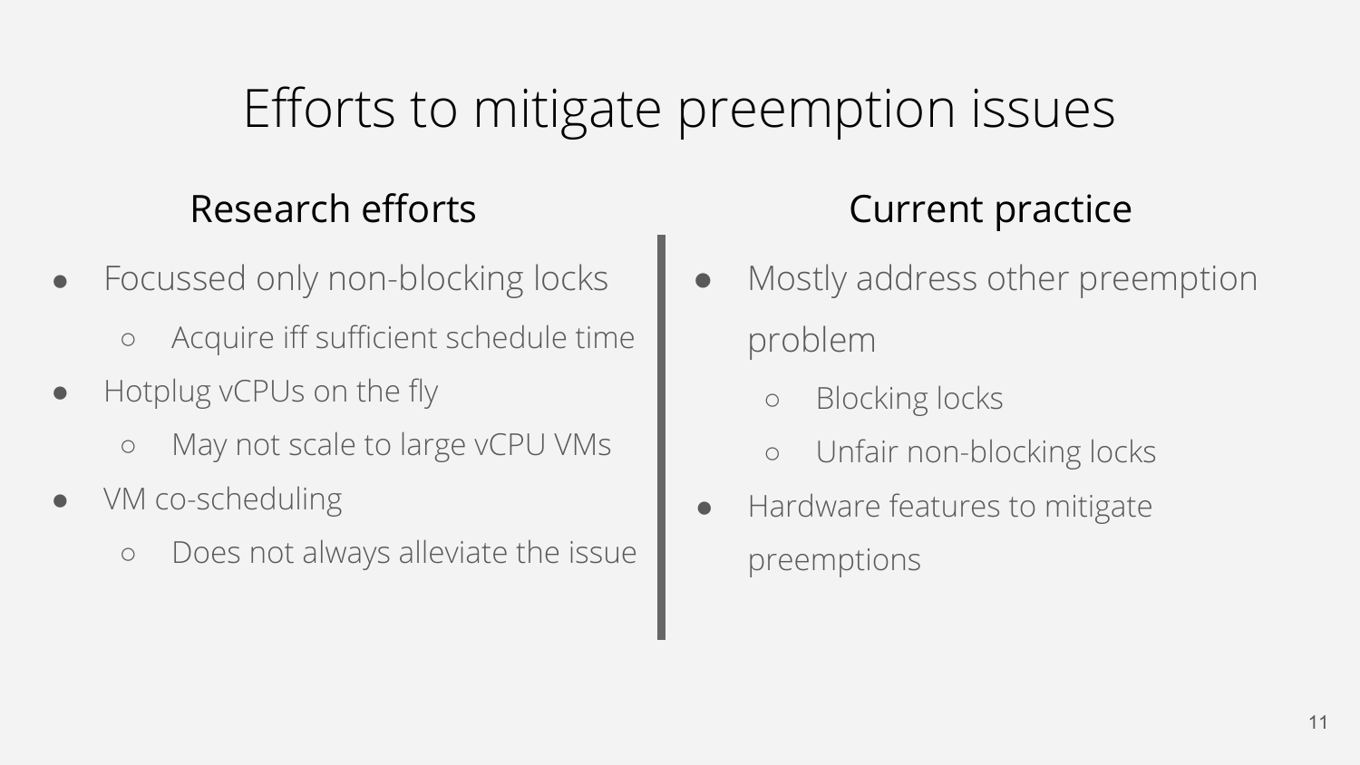# Efforts to mitigate preemption issues

## Research efforts

- Focussed only non-blocking locks
  - Acquire iff sufficient schedule time
- Hotplug vCPUs on the fly
  - May not scale to large vCPU VMs
- VM co-scheduling
  - Does not always alleviate the issue

## Current practice

- Mostly address other preemption problem
  - Blocking locks
  - Unfair non-blocking locks
- Hardware features to mitigate preemptions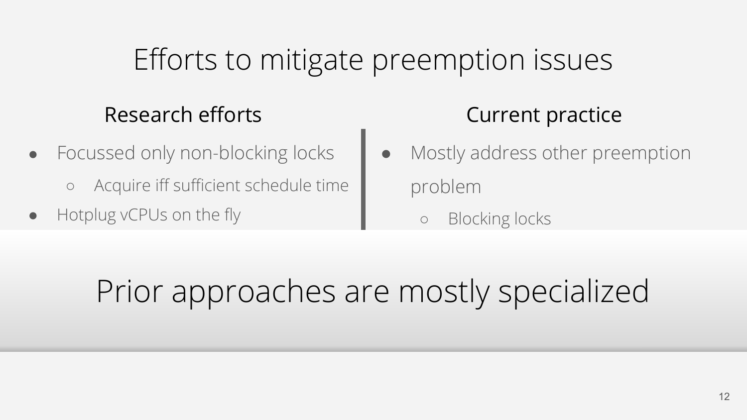# Efforts to mitigate preemption issues

## Research efforts

- Focussed only non-blocking locks
  - Acquire iff sufficient schedule time
- Hotplug vCPUs on the fly

## Current practice

- Mostly address other preemption problem
  - Blocking locks

**Prior approaches are mostly specialized**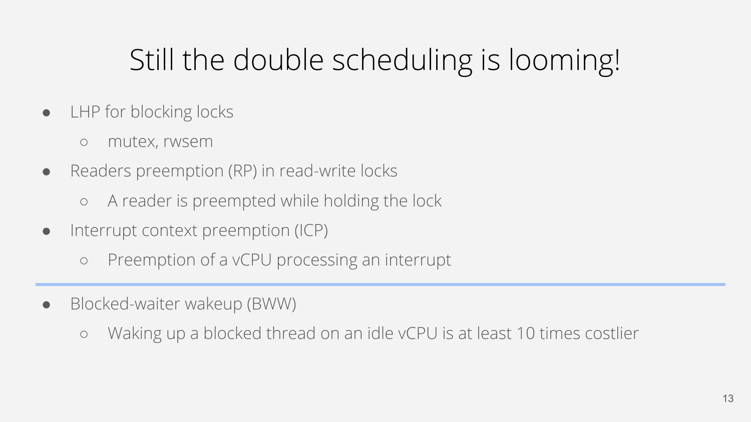# Still the double scheduling is looming!

- LHP for blocking locks
  - mutex, rwsem
- Readers preemption (RP) in read-write locks
  - A reader is preempted while holding the lock
- Interrupt context preemption (ICP)
  - Preemption of a vCPU processing an interrupt

---

- Blocked-waiter wakeup (BWW)
  - Waking up a blocked thread on an idle vCPU is at least 10 times costlier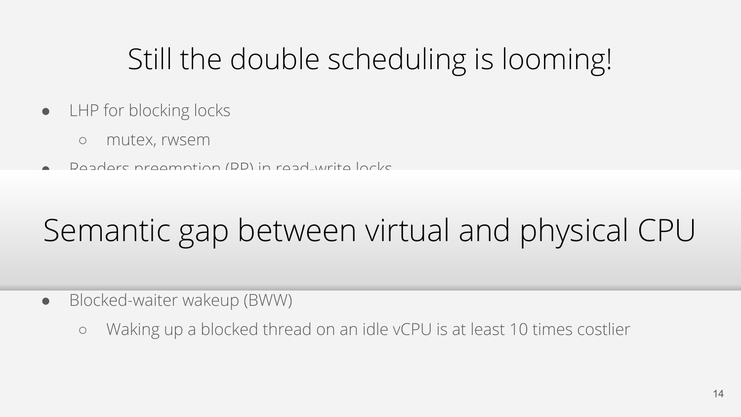# Still the double scheduling is looming!

- LHP for blocking locks
  - mutex, rwsem
- Readers preemption (RP) in read-write locks

## Semantic gap between virtual and physical CPU

- Blocked-waiter wakeup (BWW)
  - Waking up a blocked thread on an idle vCPU is at least 10 times costlier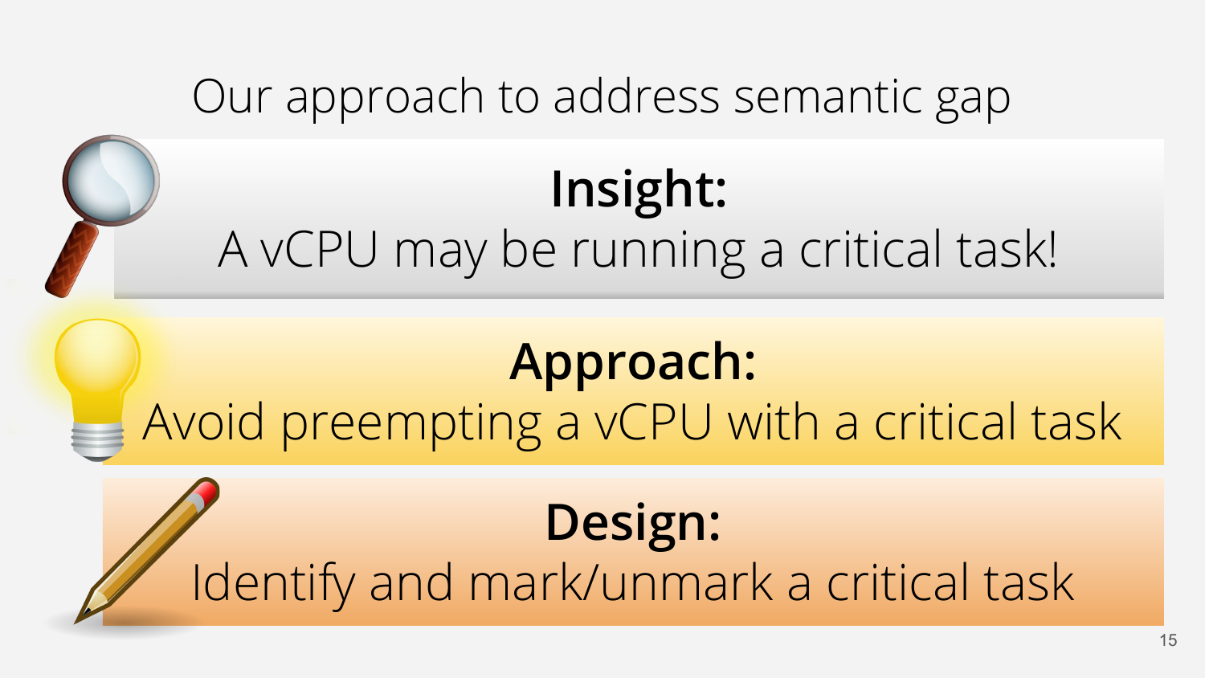# Our approach to address semantic gap

**Insight:**
A vCPU may be running a critical task!

**Approach:**
Avoid preempting a vCPU with a critical task

**Design:**
Identify and mark/unmark a critical task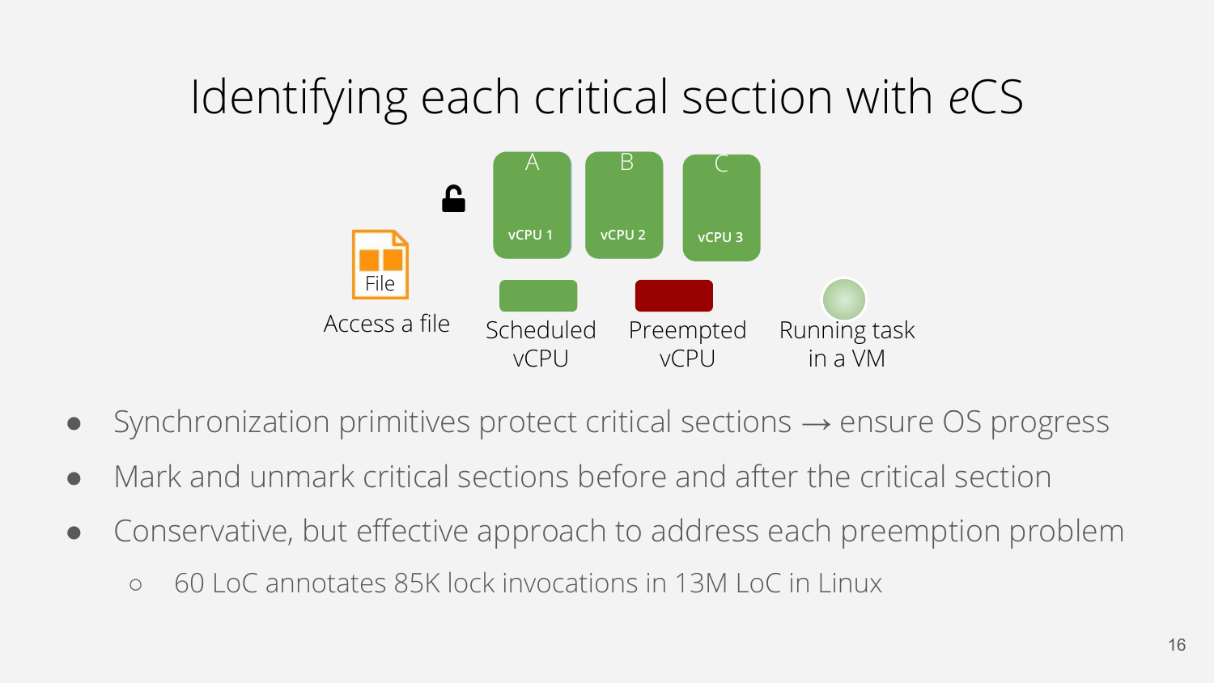# Identifying each critical section with *e*CS

A B C

vCPU 1 vCPU 2 vCPU 3

File

Access a file

Scheduled vCPU

Preempted vCPU

Running task in a VM

- Synchronization primitives protect critical sections → ensure OS progress
- Mark and unmark critical sections before and after the critical section
- Conservative, but effective approach to address each preemption problem
  - 60 LoC annotates 85K lock invocations in 13M LoC in Linux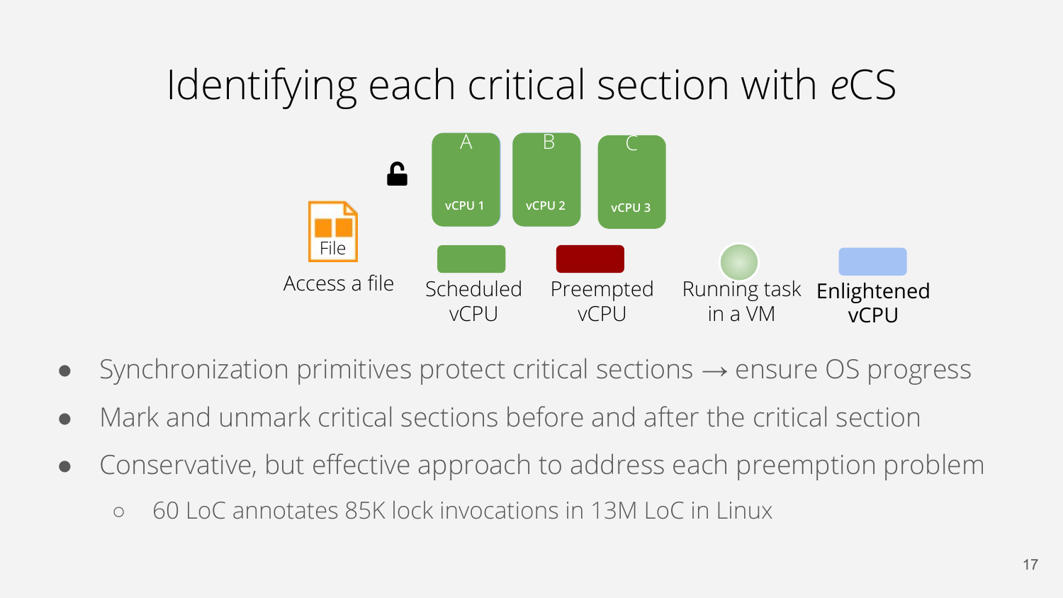# Identifying each critical section with *e*CS

A B C

vCPU 1 vCPU 2 vCPU 3

File

Access a file

Scheduled vCPU

Preempted vCPU

Running task in a VM

**Enlightened vCPU**

- Synchronization primitives protect critical sections → ensure OS progress
- Mark and unmark critical sections before and after the critical section
- Conservative, but effective approach to address each preemption problem
  - 60 LoC annotates 85K lock invocations in 13M LoC in Linux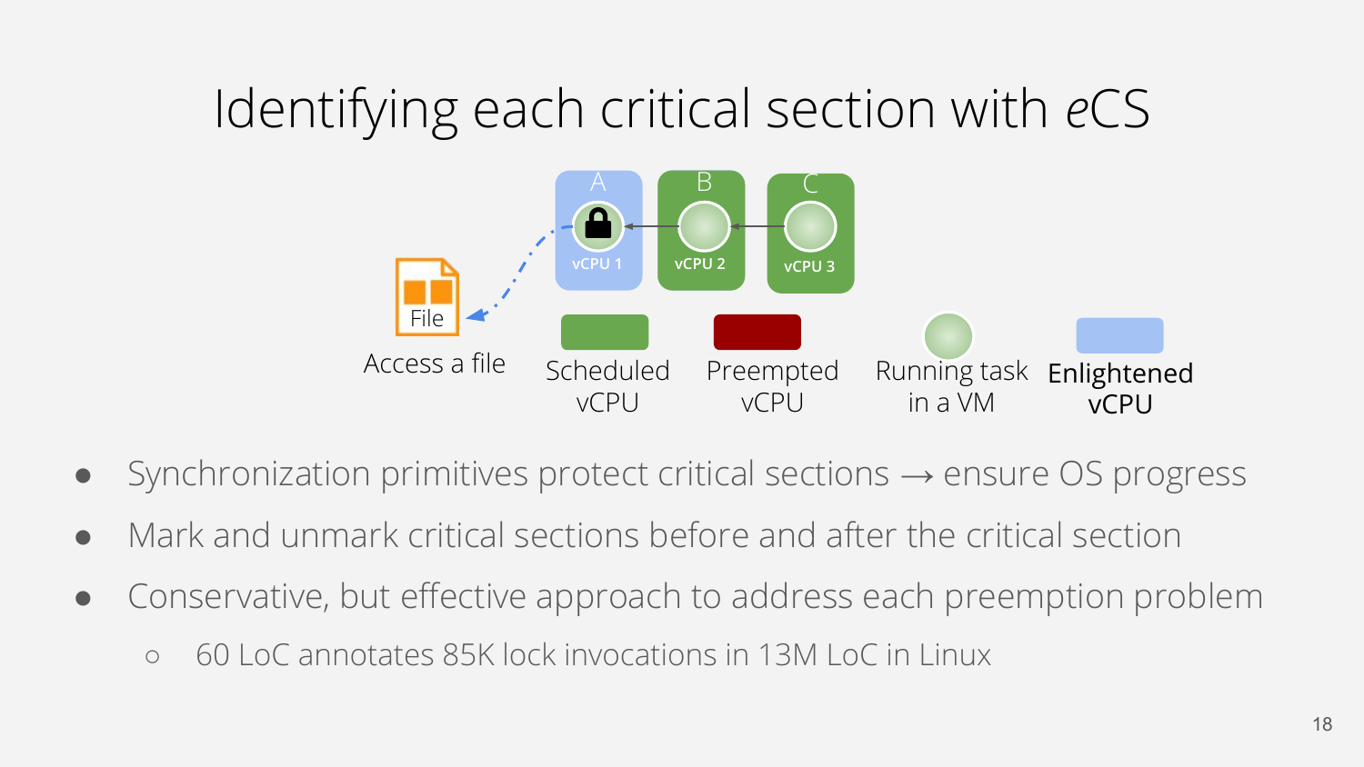# Identifying each critical section with *e*CS

- Synchronization primitives protect critical sections → ensure OS progress
- Mark and unmark critical sections before and after the critical section
- Conservative, but effective approach to address each preemption problem
  - 60 LoC annotates 85K lock invocations in 13M LoC in Linux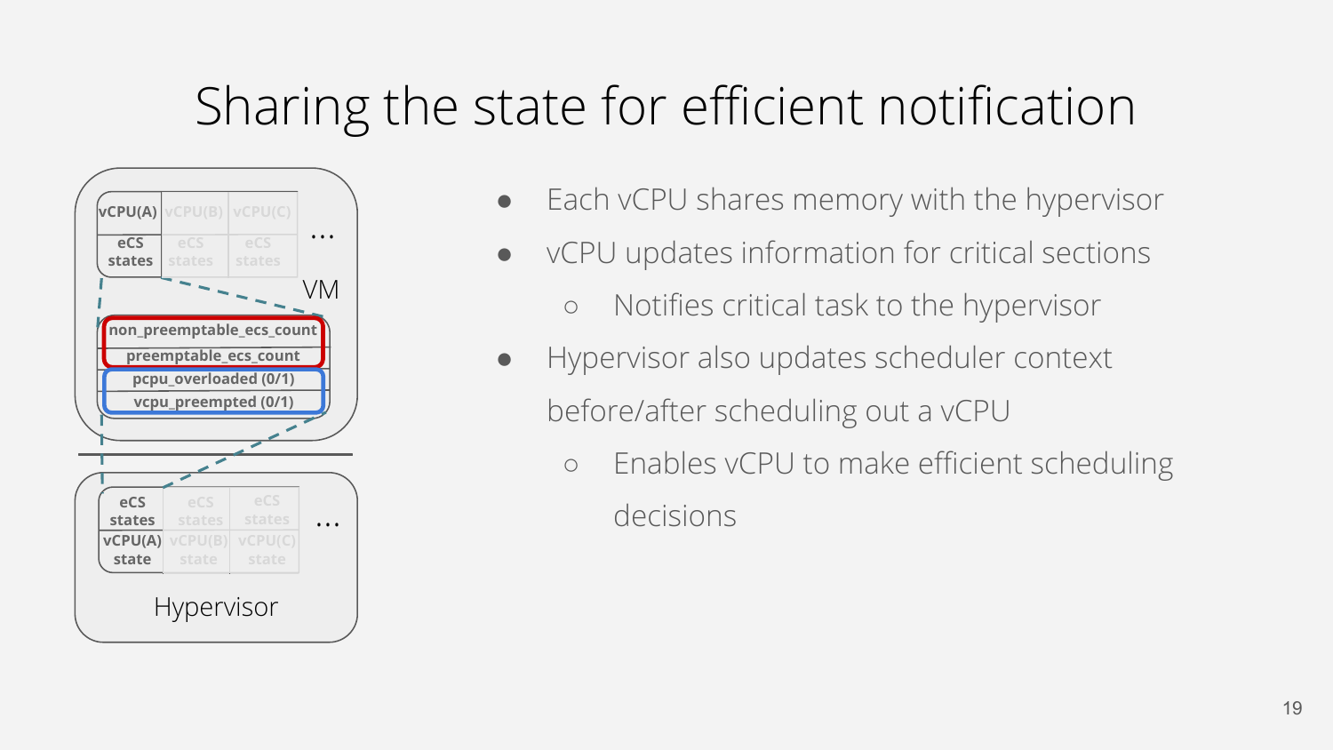# Sharing the state for efficient notification

| vCPU(A) | vCPU(B) | vCPU(C) | … |
|---|---|---|---|
| eCS states | eCS states | eCS states | |

VM

- non_preemptable_ecs_count
- preemptable_ecs_count
- pcpu_overloaded (0/1)
- vcpu_preempted (0/1)

| eCS states | eCS states | eCS states | … |
|---|---|---|---|
| vCPU(A) state | vCPU(B) state | vCPU(C) state | |

Hypervisor

- Each vCPU shares memory with the hypervisor
- vCPU updates information for critical sections
  - Notifies critical task to the hypervisor
- Hypervisor also updates scheduler context before/after scheduling out a vCPU
  - Enables vCPU to make efficient scheduling decisions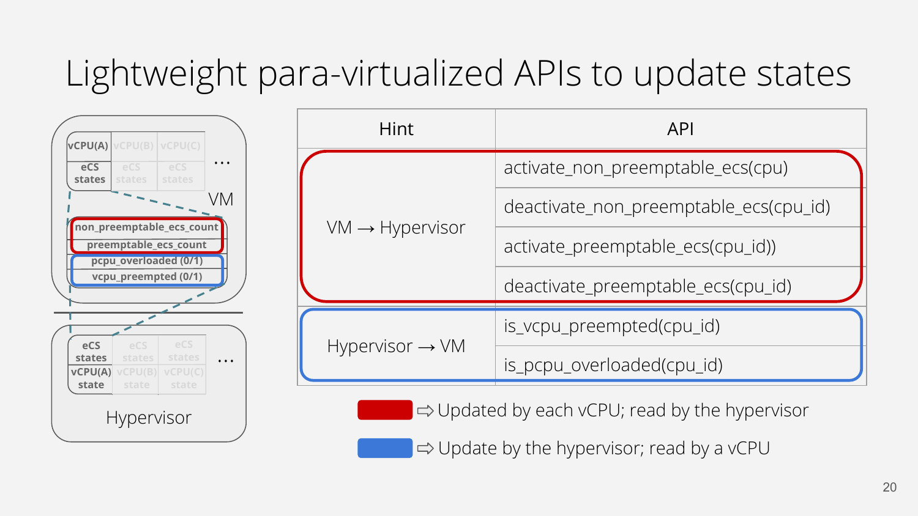# Lightweight para-virtualized APIs to update states

VM

| vCPU(A) | vCPU(B) | vCPU(C) | ... |
|---|---|---|---|
| eCS states | eCS states | eCS states | |

- non_preemptable_ecs_count
- preemptable_ecs_count
- pcpu_overloaded (0/1)
- vcpu_preempted (0/1)

Hypervisor

| eCS states | eCS states | eCS states | ... |
|---|---|---|---|
| vCPU(A) state | vCPU(B) state | vCPU(C) state | |

| Hint | API |
|---|---|
| VM → Hypervisor | activate_non_preemptable_ecs(cpu) |
| | deactivate_non_preemptable_ecs(cpu_id) |
| | activate_preemptable_ecs(cpu_id)) |
| | deactivate_preemptable_ecs(cpu_id) |
| Hypervisor → VM | is_vcpu_preempted(cpu_id) |
| | is_pcpu_overloaded(cpu_id) |

- Red: ⇨ Updated by each vCPU; read by the hypervisor
- Blue: ⇨ Update by the hypervisor; read by a vCPU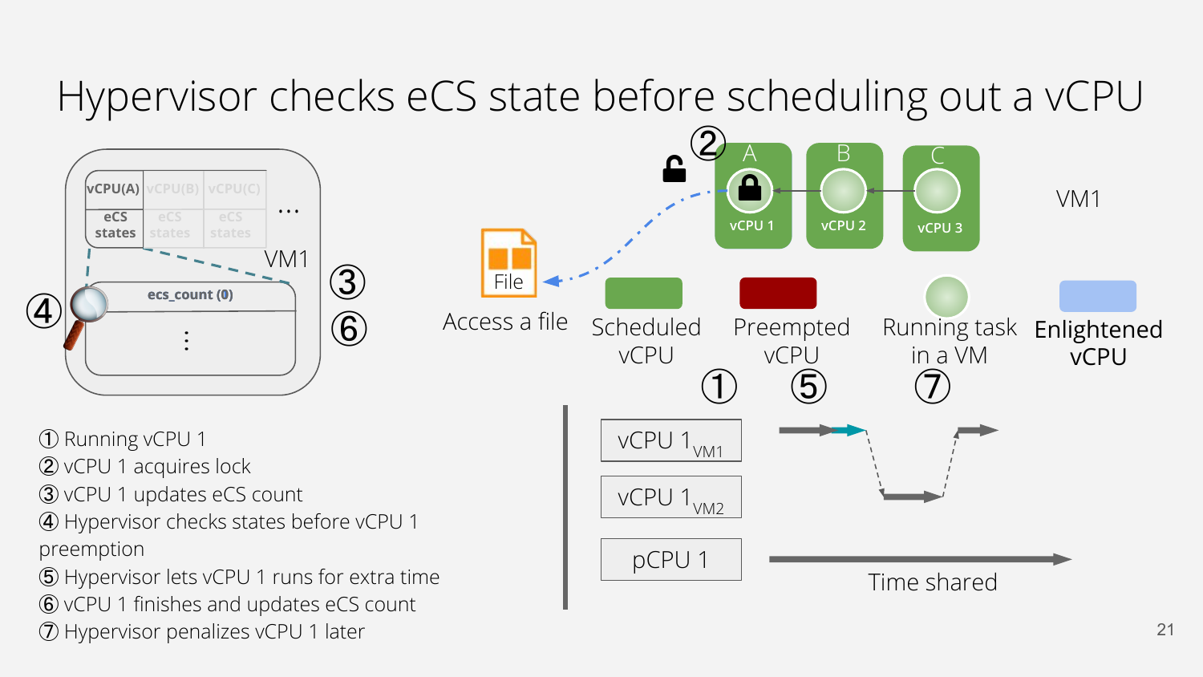# Hypervisor checks eCS state before scheduling out a vCPU

① Running vCPU 1
② vCPU 1 acquires lock
③ vCPU 1 updates eCS count
④ Hypervisor checks states before vCPU 1 preemption
⑤ Hypervisor lets vCPU 1 runs for extra time
⑥ vCPU 1 finishes and updates eCS count
⑦ Hypervisor penalizes vCPU 1 later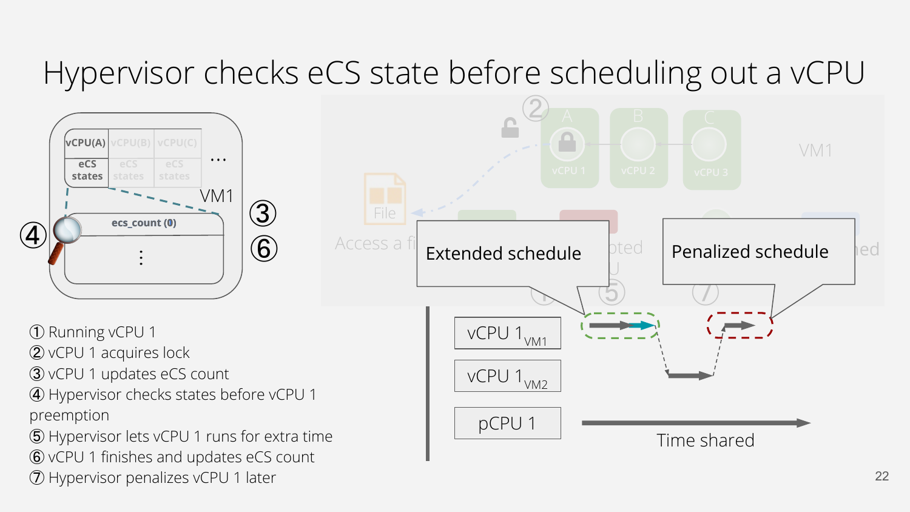# Hypervisor checks eCS state before scheduling out a vCPU

| vCPU(A) | vCPU(B) | vCPU(C) | … |
|---|---|---|---|
| eCS states | eCS states | eCS states | |

VM1

ecs_count (0)

⋮

③ ④ ⑥

Extended schedule

Penalized schedule

vCPU $1_{VM1}$

vCPU $1_{VM2}$

pCPU 1

Time shared

① Running vCPU 1
② vCPU 1 acquires lock
③ vCPU 1 updates eCS count
④ Hypervisor checks states before vCPU 1 preemption
⑤ Hypervisor lets vCPU 1 runs for extra time
⑥ vCPU 1 finishes and updates eCS count
⑦ Hypervisor penalizes vCPU 1 later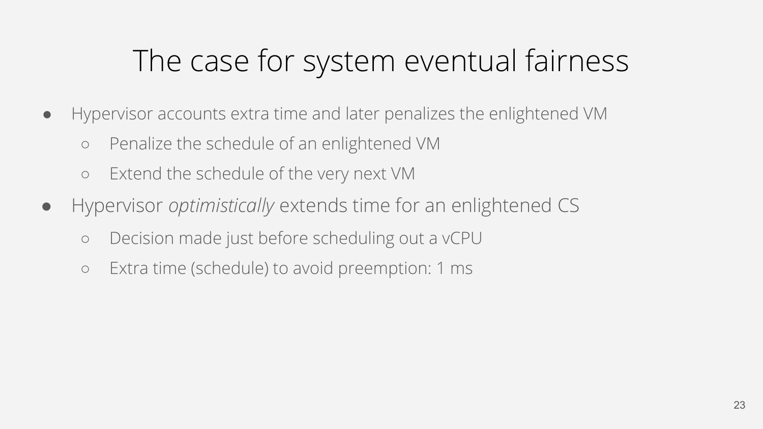# The case for system eventual fairness

- Hypervisor accounts extra time and later penalizes the enlightened VM
  - Penalize the schedule of an enlightened VM
  - Extend the schedule of the very next VM
- Hypervisor *optimistically* extends time for an enlightened CS
  - Decision made just before scheduling out a vCPU
  - Extra time (schedule) to avoid preemption: 1 ms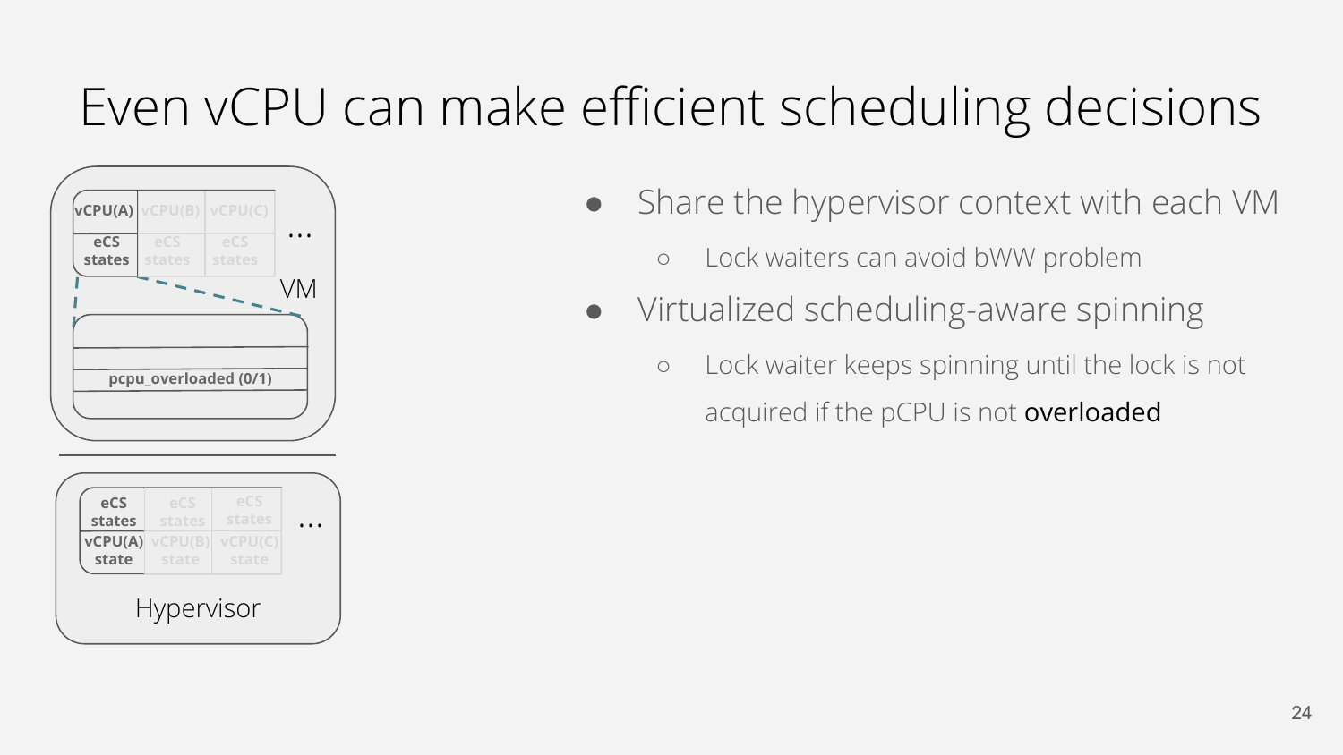# Even vCPU can make efficient scheduling decisions

| vCPU(A) | vCPU(B) | vCPU(C) | … |
| --- | --- | --- | --- |
| eCS states | eCS states | eCS states | |

pcpu_overloaded (0/1)

VM

| eCS states | eCS states | eCS states | … |
| --- | --- | --- | --- |
| vCPU(A) state | vCPU(B) state | vCPU(C) state | |

Hypervisor

- Share the hypervisor context with each VM
  - Lock waiters can avoid bWW problem
- Virtualized scheduling-aware spinning
  - Lock waiter keeps spinning until the lock is not acquired if the pCPU is not **overloaded**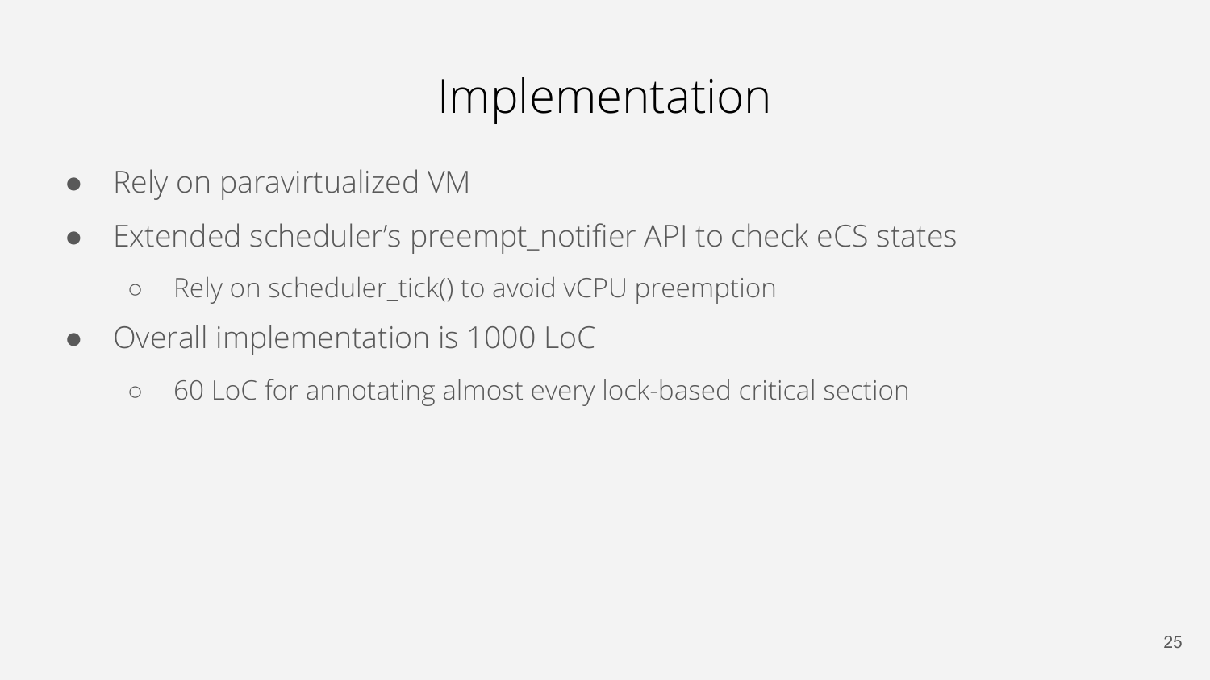# Implementation

- Rely on paravirtualized VM
- Extended scheduler's preempt_notifier API to check eCS states
  - Rely on scheduler_tick() to avoid vCPU preemption
- Overall implementation is 1000 LoC
  - 60 LoC for annotating almost every lock-based critical section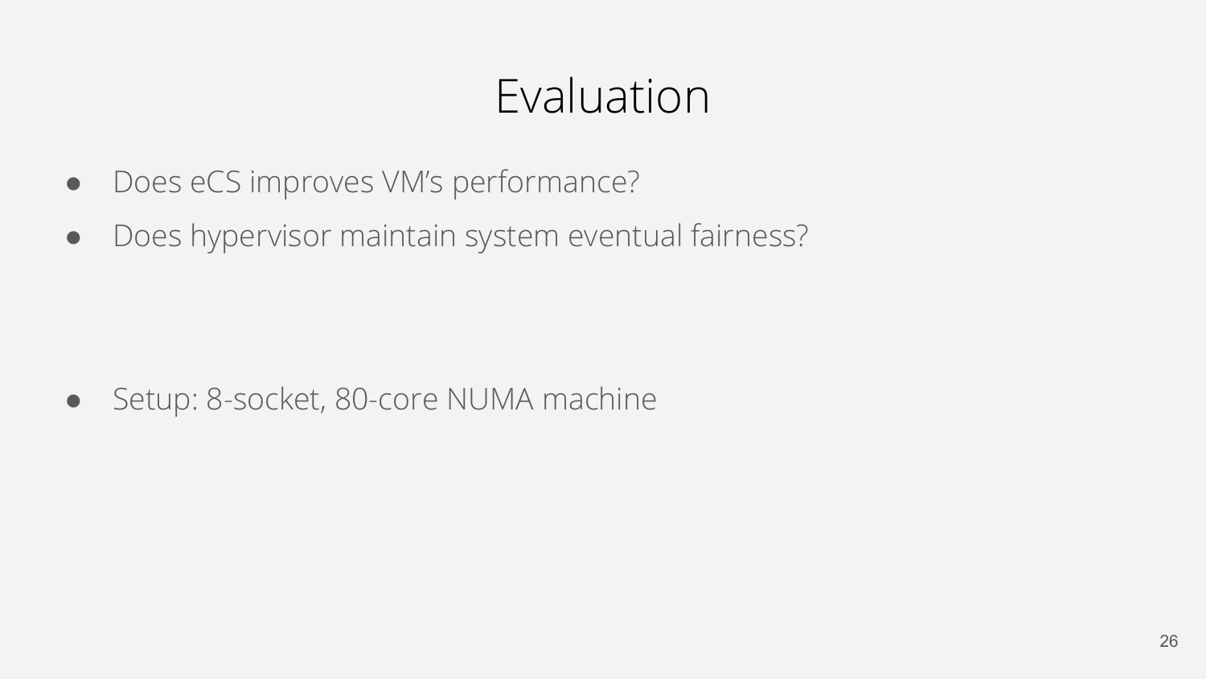# Evaluation

- Does eCS improves VM's performance?
- Does hypervisor maintain system eventual fairness?

- Setup: 8-socket, 80-core NUMA machine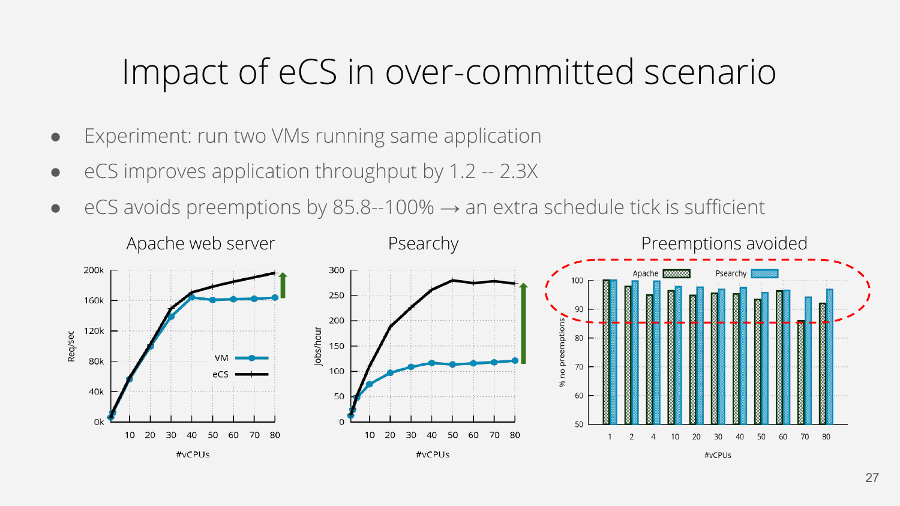# Impact of eCS in over-committed scenario

- Experiment: run two VMs running same application
- eCS improves application throughput by 1.2 -- 2.3X
- eCS avoids preemptions by 85.8--100% → an extra schedule tick is sufficient

Apache web server

Psearchy

Preemptions avoided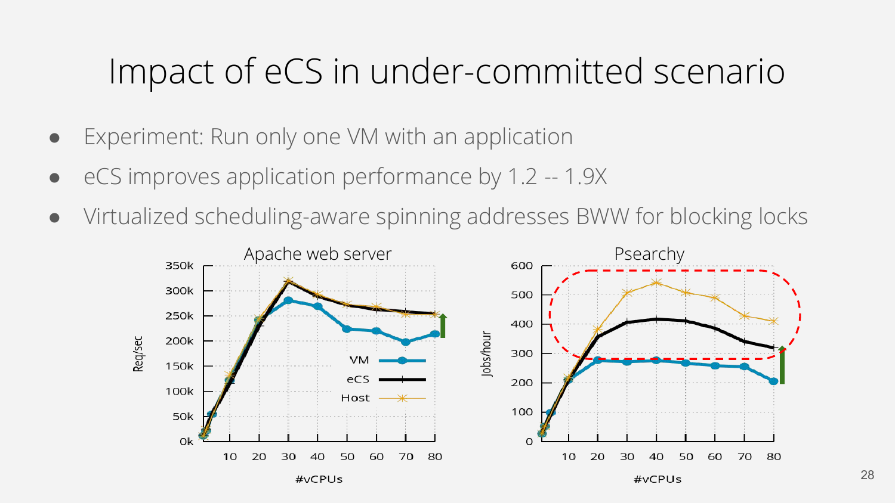# Impact of eCS in under-committed scenario

- Experiment: Run only one VM with an application
- eCS improves application performance by 1.2 -- 1.9X
- Virtualized scheduling-aware spinning addresses BWW for blocking locks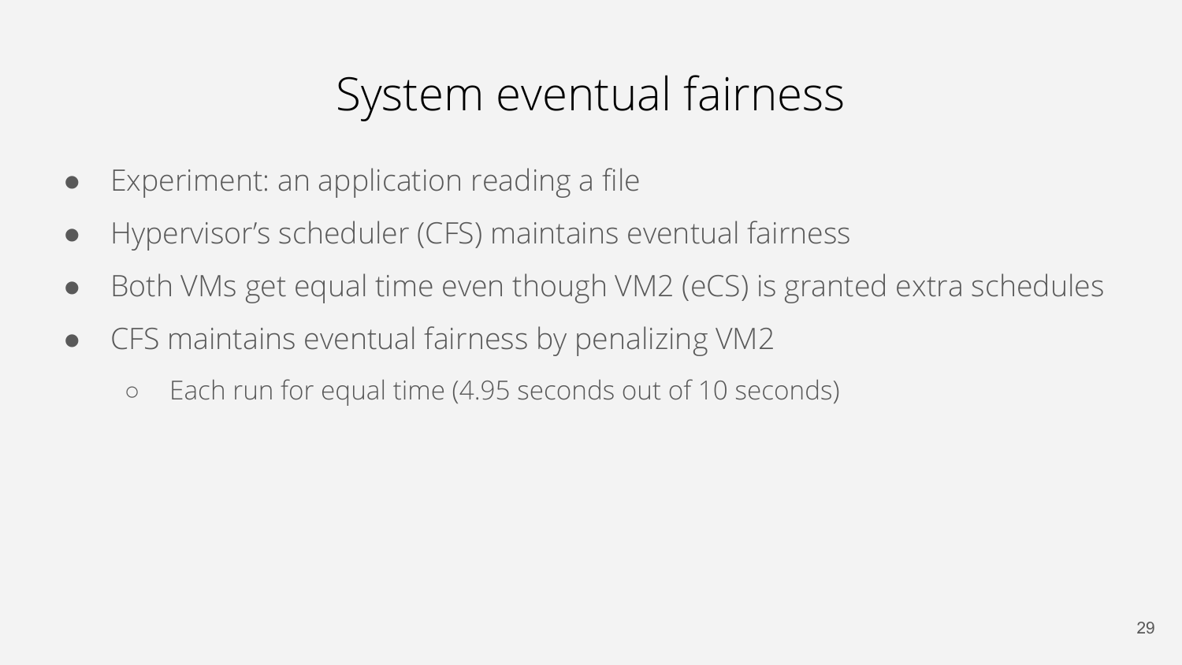# System eventual fairness

- Experiment: an application reading a file
- Hypervisor's scheduler (CFS) maintains eventual fairness
- Both VMs get equal time even though VM2 (eCS) is granted extra schedules
- CFS maintains eventual fairness by penalizing VM2
  - Each run for equal time (4.95 seconds out of 10 seconds)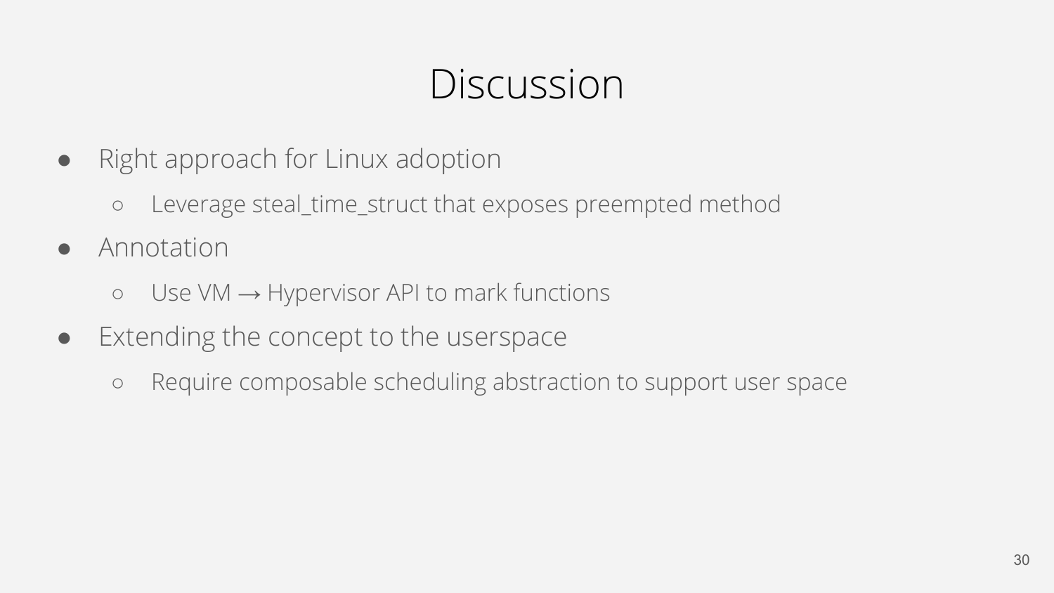# Discussion

- Right approach for Linux adoption
  - Leverage steal_time_struct that exposes preempted method
- Annotation
  - Use VM → Hypervisor API to mark functions
- Extending the concept to the userspace
  - Require composable scheduling abstraction to support user space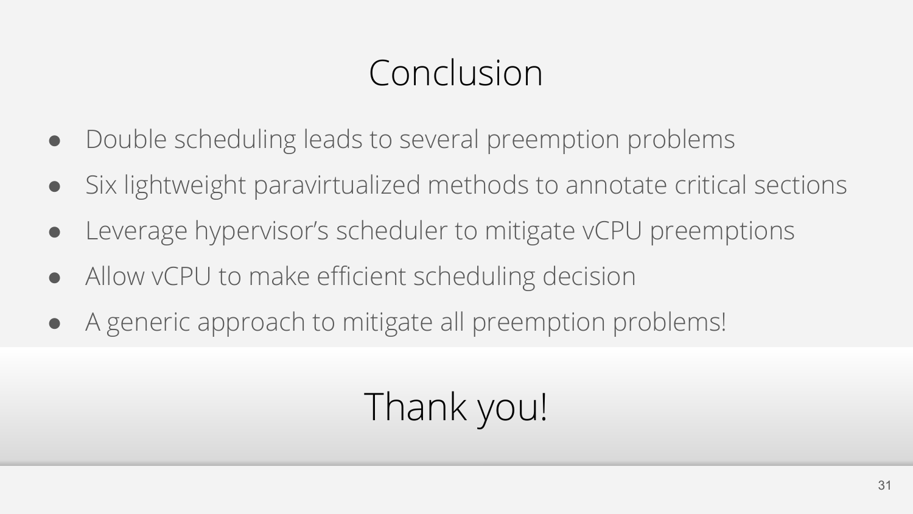# Conclusion

- Double scheduling leads to several preemption problems
- Six lightweight paravirtualized methods to annotate critical sections
- Leverage hypervisor's scheduler to mitigate vCPU preemptions
- Allow vCPU to make efficient scheduling decision
- A generic approach to mitigate all preemption problems!

## Thank you!